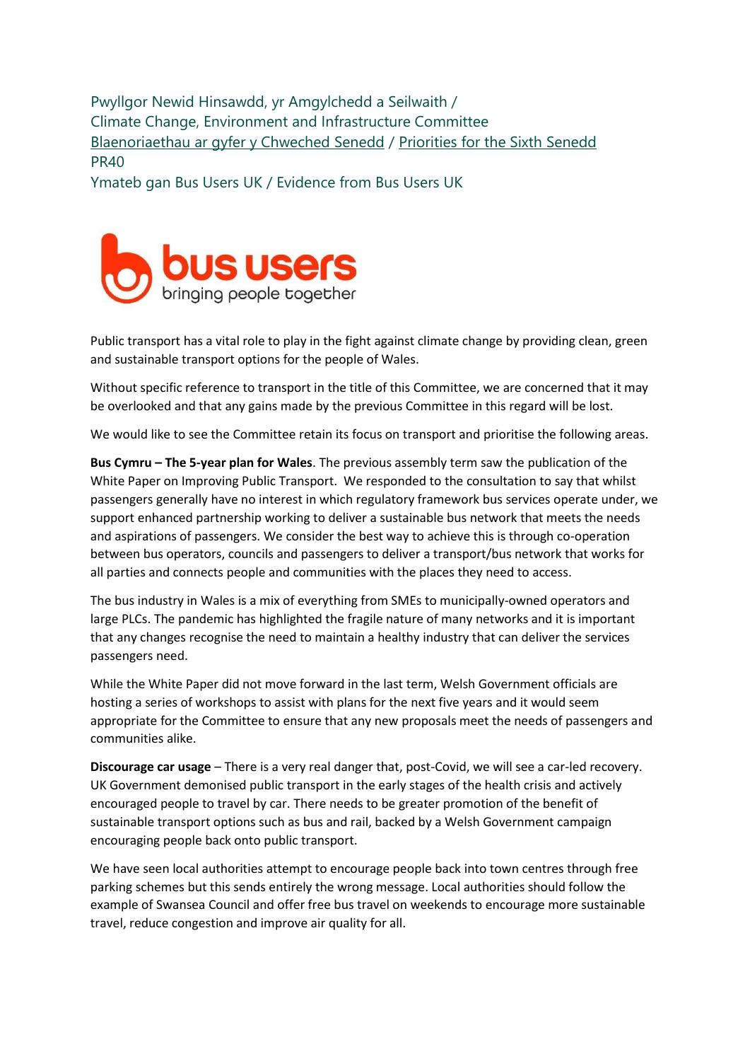Pwyllgor Newid Hinsawdd, yr Amgylchedd a Seilwaith /
Climate Change, Environment and Infrastructure Committee
[Blaenoriaethau ar gyfer y Chweched Senedd](#) / [Priorities for the Sixth Senedd](#)
PR40
Ymateb gan Bus Users UK / Evidence from Bus Users UK

bus users
bringing people together

Public transport has a vital role to play in the fight against climate change by providing clean, green and sustainable transport options for the people of Wales.

Without specific reference to transport in the title of this Committee, we are concerned that it may be overlooked and that any gains made by the previous Committee in this regard will be lost.

We would like to see the Committee retain its focus on transport and prioritise the following areas.

**Bus Cymru – The 5-year plan for Wales**. The previous assembly term saw the publication of the White Paper on Improving Public Transport. We responded to the consultation to say that whilst passengers generally have no interest in which regulatory framework bus services operate under, we support enhanced partnership working to deliver a sustainable bus network that meets the needs and aspirations of passengers. We consider the best way to achieve this is through co-operation between bus operators, councils and passengers to deliver a transport/bus network that works for all parties and connects people and communities with the places they need to access.

The bus industry in Wales is a mix of everything from SMEs to municipally-owned operators and large PLCs. The pandemic has highlighted the fragile nature of many networks and it is important that any changes recognise the need to maintain a healthy industry that can deliver the services passengers need.

While the White Paper did not move forward in the last term, Welsh Government officials are hosting a series of workshops to assist with plans for the next five years and it would seem appropriate for the Committee to ensure that any new proposals meet the needs of passengers and communities alike.

**Discourage car usage** – There is a very real danger that, post-Covid, we will see a car-led recovery. UK Government demonised public transport in the early stages of the health crisis and actively encouraged people to travel by car. There needs to be greater promotion of the benefit of sustainable transport options such as bus and rail, backed by a Welsh Government campaign encouraging people back onto public transport.

We have seen local authorities attempt to encourage people back into town centres through free parking schemes but this sends entirely the wrong message. Local authorities should follow the example of Swansea Council and offer free bus travel on weekends to encourage more sustainable travel, reduce congestion and improve air quality for all.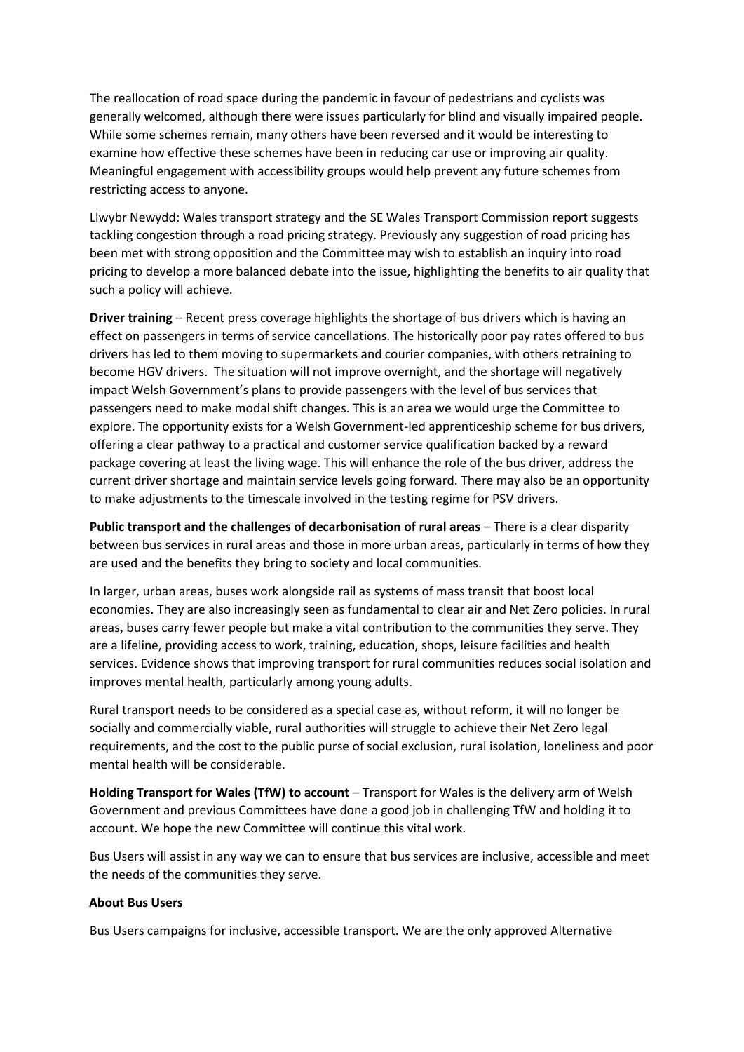The reallocation of road space during the pandemic in favour of pedestrians and cyclists was generally welcomed, although there were issues particularly for blind and visually impaired people. While some schemes remain, many others have been reversed and it would be interesting to examine how effective these schemes have been in reducing car use or improving air quality. Meaningful engagement with accessibility groups would help prevent any future schemes from restricting access to anyone.

Llwybr Newydd: Wales transport strategy and the SE Wales Transport Commission report suggests tackling congestion through a road pricing strategy. Previously any suggestion of road pricing has been met with strong opposition and the Committee may wish to establish an inquiry into road pricing to develop a more balanced debate into the issue, highlighting the benefits to air quality that such a policy will achieve.

**Driver training** – Recent press coverage highlights the shortage of bus drivers which is having an effect on passengers in terms of service cancellations. The historically poor pay rates offered to bus drivers has led to them moving to supermarkets and courier companies, with others retraining to become HGV drivers. The situation will not improve overnight, and the shortage will negatively impact Welsh Government's plans to provide passengers with the level of bus services that passengers need to make modal shift changes. This is an area we would urge the Committee to explore. The opportunity exists for a Welsh Government-led apprenticeship scheme for bus drivers, offering a clear pathway to a practical and customer service qualification backed by a reward package covering at least the living wage. This will enhance the role of the bus driver, address the current driver shortage and maintain service levels going forward. There may also be an opportunity to make adjustments to the timescale involved in the testing regime for PSV drivers.

**Public transport and the challenges of decarbonisation of rural areas** – There is a clear disparity between bus services in rural areas and those in more urban areas, particularly in terms of how they are used and the benefits they bring to society and local communities.

In larger, urban areas, buses work alongside rail as systems of mass transit that boost local economies. They are also increasingly seen as fundamental to clear air and Net Zero policies. In rural areas, buses carry fewer people but make a vital contribution to the communities they serve. They are a lifeline, providing access to work, training, education, shops, leisure facilities and health services. Evidence shows that improving transport for rural communities reduces social isolation and improves mental health, particularly among young adults.

Rural transport needs to be considered as a special case as, without reform, it will no longer be socially and commercially viable, rural authorities will struggle to achieve their Net Zero legal requirements, and the cost to the public purse of social exclusion, rural isolation, loneliness and poor mental health will be considerable.

**Holding Transport for Wales (TfW) to account** – Transport for Wales is the delivery arm of Welsh Government and previous Committees have done a good job in challenging TfW and holding it to account. We hope the new Committee will continue this vital work.

Bus Users will assist in any way we can to ensure that bus services are inclusive, accessible and meet the needs of the communities they serve.

**About Bus Users**

Bus Users campaigns for inclusive, accessible transport. We are the only approved Alternative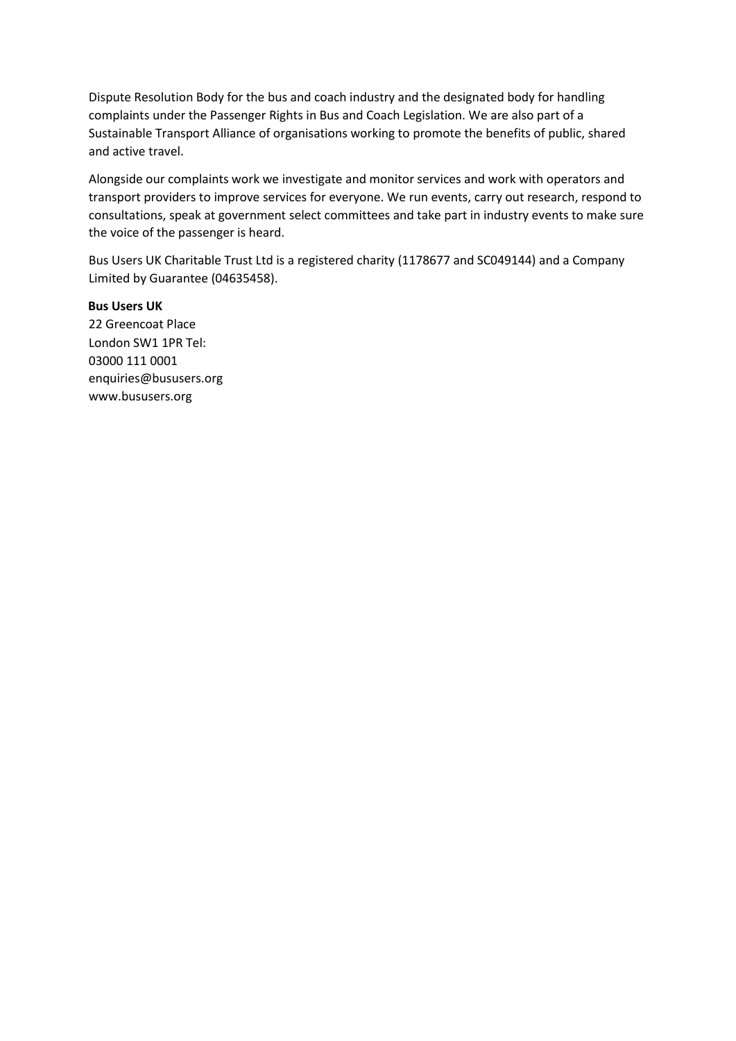Dispute Resolution Body for the bus and coach industry and the designated body for handling complaints under the Passenger Rights in Bus and Coach Legislation. We are also part of a Sustainable Transport Alliance of organisations working to promote the benefits of public, shared and active travel.

Alongside our complaints work we investigate and monitor services and work with operators and transport providers to improve services for everyone. We run events, carry out research, respond to consultations, speak at government select committees and take part in industry events to make sure the voice of the passenger is heard.

Bus Users UK Charitable Trust Ltd is a registered charity (1178677 and SC049144) and a Company Limited by Guarantee (04635458).

**Bus Users UK**
22 Greencoat Place
London SW1 1PR Tel:
03000 111 0001
enquiries@bususers.org
www.bususers.org